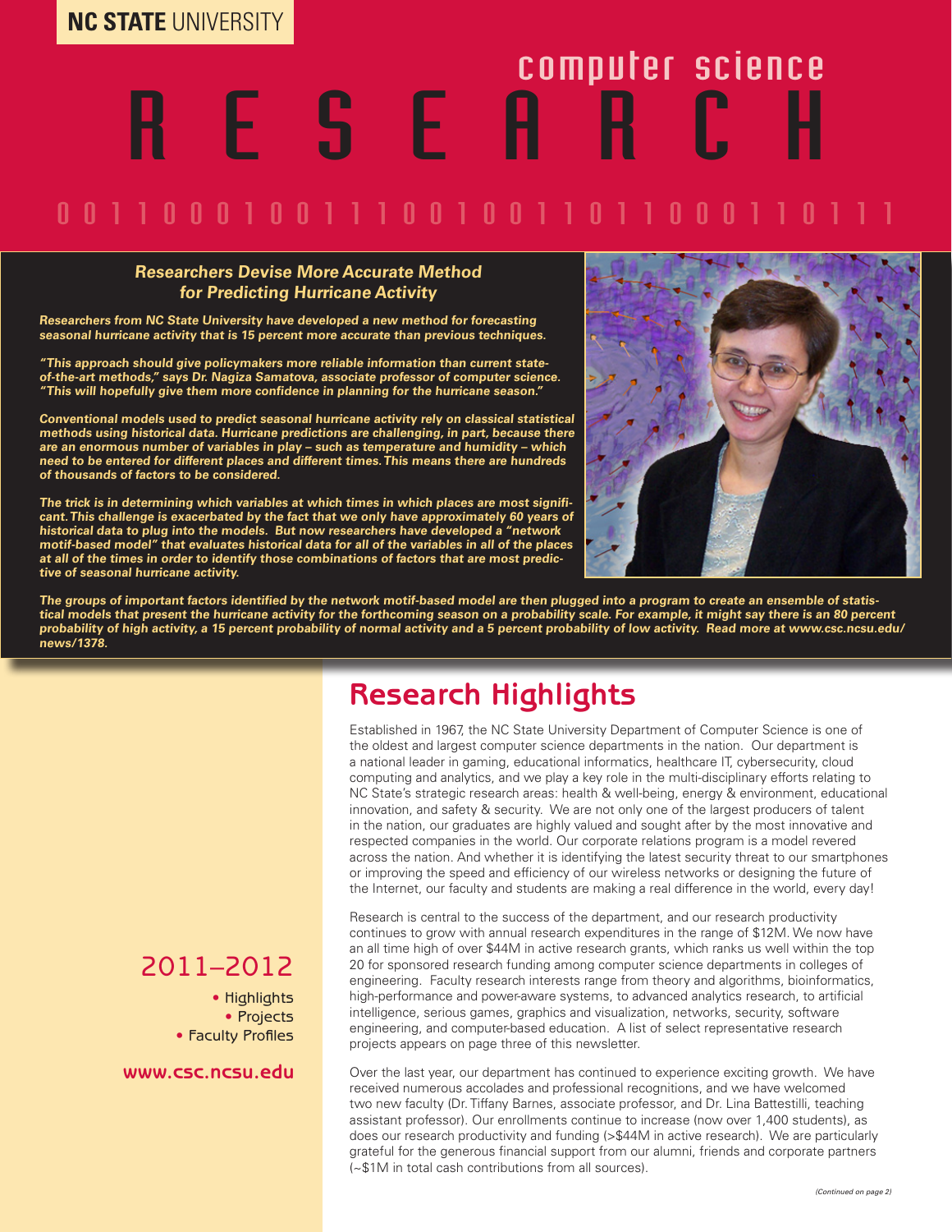NC STATE UNIVERSITY

# computer science RESEARCH

0 0 1 1 0 0 0 1 0 0 1 1 1 0 0 1 0 0 1 1 0 1 1 0 0 0 1 1 0 1 1 1

## *Researchers Devise More Accurate Method for Predicting Hurricane Activity*

***Researchers from NC State University have developed a new method for forecasting seasonal hurricane activity that is 15 percent more accurate than previous techniques.***

***"This approach should give policymakers more reliable information than current state-of-the-art methods," says Dr. Nagiza Samatova, associate professor of computer science. "This will hopefully give them more confidence in planning for the hurricane season."***

***Conventional models used to predict seasonal hurricane activity rely on classical statistical methods using historical data. Hurricane predictions are challenging, in part, because there are an enormous number of variables in play – such as temperature and humidity – which need to be entered for different places and different times. This means there are hundreds of thousands of factors to be considered.***

***The trick is in determining which variables at which times in which places are most significant. This challenge is exacerbated by the fact that we only have approximately 60 years of historical data to plug into the models. But now researchers have developed a "network motif-based model" that evaluates historical data for all of the variables in all of the places at all of the times in order to identify those combinations of factors that are most predictive of seasonal hurricane activity.***

***The groups of important factors identified by the network motif-based model are then plugged into a program to create an ensemble of statistical models that present the hurricane activity for the forthcoming season on a probability scale. For example, it might say there is an 80 percent probability of high activity, a 15 percent probability of normal activity and a 5 percent probability of low activity. Read more at www.csc.ncsu.edu/news/1378.***

## Research Highlights

Established in 1967, the NC State University Department of Computer Science is one of the oldest and largest computer science departments in the nation. Our department is a national leader in gaming, educational informatics, healthcare IT, cybersecurity, cloud computing and analytics, and we play a key role in the multi-disciplinary efforts relating to NC State's strategic research areas: health & well-being, energy & environment, educational innovation, and safety & security. We are not only one of the largest producers of talent in the nation, our graduates are highly valued and sought after by the most innovative and respected companies in the world. Our corporate relations program is a model revered across the nation. And whether it is identifying the latest security threat to our smartphones or improving the speed and efficiency of our wireless networks or designing the future of the Internet, our faculty and students are making a real difference in the world, every day!

Research is central to the success of the department, and our research productivity continues to grow with annual research expenditures in the range of $12M. We now have an all time high of over $44M in active research grants, which ranks us well within the top 20 for sponsored research funding among computer science departments in colleges of engineering. Faculty research interests range from theory and algorithms, bioinformatics, high-performance and power-aware systems, to advanced analytics research, to artificial intelligence, serious games, graphics and visualization, networks, security, software engineering, and computer-based education. A list of select representative research projects appears on page three of this newsletter.

Over the last year, our department has continued to experience exciting growth. We have received numerous accolades and professional recognitions, and we have welcomed two new faculty (Dr. Tiffany Barnes, associate professor, and Dr. Lina Battestilli, teaching assistant professor). Our enrollments continue to increase (now over 1,400 students), as does our research productivity and funding (>$44M in active research). We are particularly grateful for the generous financial support from our alumni, friends and corporate partners (~$1M in total cash contributions from all sources).

*(Continued on page 2)*

## 2011–2012

- Highlights
- Projects
- Faculty Profiles

**www.csc.ncsu.edu**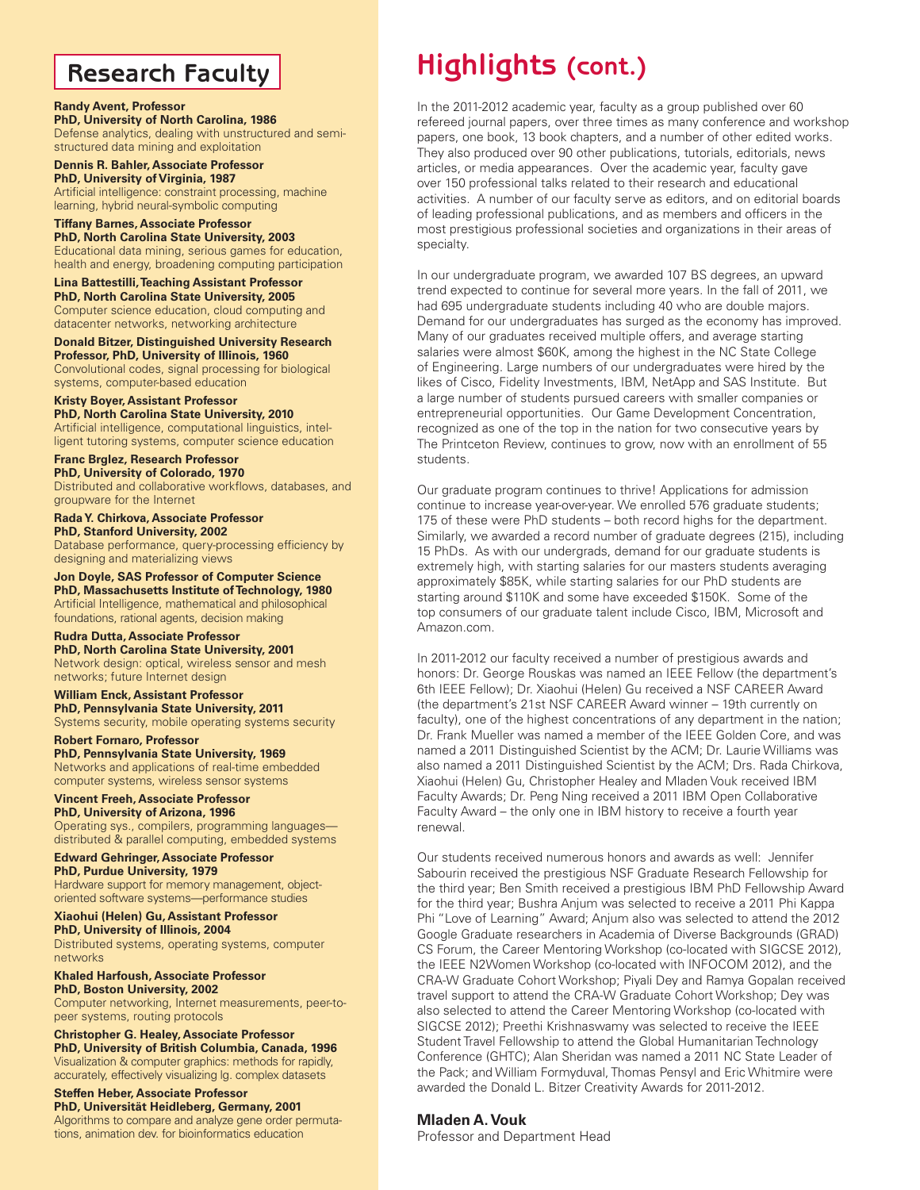## Research Faculty

**Randy Avent, Professor**
**PhD, University of North Carolina, 1986**
Defense analytics, dealing with unstructured and semi-structured data mining and exploitation

**Dennis R. Bahler, Associate Professor**
**PhD, University of Virginia, 1987**
Artificial intelligence: constraint processing, machine learning, hybrid neural-symbolic computing

**Tiffany Barnes, Associate Professor**
**PhD, North Carolina State University, 2003**
Educational data mining, serious games for education, health and energy, broadening computing participation

**Lina Battestilli, Teaching Assistant Professor**
**PhD, North Carolina State University, 2005**
Computer science education, cloud computing and datacenter networks, networking architecture

**Donald Bitzer, Distinguished University Research Professor, PhD, University of Illinois, 1960**
Convolutional codes, signal processing for biological systems, computer-based education

**Kristy Boyer, Assistant Professor**
**PhD, North Carolina State University, 2010**
Artificial intelligence, computational linguistics, intelligent tutoring systems, computer science education

**Franc Brglez, Research Professor**
**PhD, University of Colorado, 1970**
Distributed and collaborative workflows, databases, and groupware for the Internet

**Rada Y. Chirkova, Associate Professor**
**PhD, Stanford University, 2002**
Database performance, query-processing efficiency by designing and materializing views

**Jon Doyle, SAS Professor of Computer Science**
**PhD, Massachusetts Institute of Technology, 1980**
Artificial Intelligence, mathematical and philosophical foundations, rational agents, decision making

**Rudra Dutta, Associate Professor**
**PhD, North Carolina State University, 2001**
Network design: optical, wireless sensor and mesh networks; future Internet design

**William Enck, Assistant Professor**
**PhD, Pennsylvania State University, 2011**
Systems security, mobile operating systems security

**Robert Fornaro, Professor**
**PhD, Pennsylvania State University, 1969**
Networks and applications of real-time embedded computer systems, wireless sensor systems

**Vincent Freeh, Associate Professor**
**PhD, University of Arizona, 1996**
Operating sys., compilers, programming languages—distributed & parallel computing, embedded systems

**Edward Gehringer, Associate Professor**
**PhD, Purdue University, 1979**
Hardware support for memory management, object-oriented software systems—performance studies

**Xiaohui (Helen) Gu, Assistant Professor**
**PhD, University of Illinois, 2004**
Distributed systems, operating systems, computer networks

**Khaled Harfoush, Associate Professor**
**PhD, Boston University, 2002**
Computer networking, Internet measurements, peer-to-peer systems, routing protocols

**Christopher G. Healey, Associate Professor**
**PhD, University of British Columbia, Canada, 1996**
Visualization & computer graphics: methods for rapidly, accurately, effectively visualizing lg. complex datasets

**Steffen Heber, Associate Professor**
**PhD, Universität Heidleberg, Germany, 2001**
Algorithms to compare and analyze gene order permutations, animation dev. for bioinformatics education

## Highlights (cont.)

In the 2011-2012 academic year, faculty as a group published over 60 refereed journal papers, over three times as many conference and workshop papers, one book, 13 book chapters, and a number of other edited works. They also produced over 90 other publications, tutorials, editorials, news articles, or media appearances. Over the academic year, faculty gave over 150 professional talks related to their research and educational activities. A number of our faculty serve as editors, and on editorial boards of leading professional publications, and as members and officers in the most prestigious professional societies and organizations in their areas of specialty.

In our undergraduate program, we awarded 107 BS degrees, an upward trend expected to continue for several more years. In the fall of 2011, we had 695 undergraduate students including 40 who are double majors. Demand for our undergraduates has surged as the economy has improved. Many of our graduates received multiple offers, and average starting salaries were almost $60K, among the highest in the NC State College of Engineering. Large numbers of our undergraduates were hired by the likes of Cisco, Fidelity Investments, IBM, NetApp and SAS Institute. But a large number of students pursued careers with smaller companies or entrepreneurial opportunities. Our Game Development Concentration, recognized as one of the top in the nation for two consecutive years by The Printceton Review, continues to grow, now with an enrollment of 55 students.

Our graduate program continues to thrive! Applications for admission continue to increase year-over-year. We enrolled 576 graduate students; 175 of these were PhD students – both record highs for the department. Similarly, we awarded a record number of graduate degrees (215), including 15 PhDs. As with our undergrads, demand for our graduate students is extremely high, with starting salaries for our masters students averaging approximately $85K, while starting salaries for our PhD students are starting around $110K and some have exceeded $150K. Some of the top consumers of our graduate talent include Cisco, IBM, Microsoft and Amazon.com.

In 2011-2012 our faculty received a number of prestigious awards and honors: Dr. George Rouskas was named an IEEE Fellow (the department's 6th IEEE Fellow); Dr. Xiaohui (Helen) Gu received a NSF CAREER Award (the department's 21st NSF CAREER Award winner – 19th currently on faculty), one of the highest concentrations of any department in the nation; Dr. Frank Mueller was named a member of the IEEE Golden Core, and was named a 2011 Distinguished Scientist by the ACM; Dr. Laurie Williams was also named a 2011 Distinguished Scientist by the ACM; Drs. Rada Chirkova, Xiaohui (Helen) Gu, Christopher Healey and Mladen Vouk received IBM Faculty Awards; Dr. Peng Ning received a 2011 IBM Open Collaborative Faculty Award – the only one in IBM history to receive a fourth year renewal.

Our students received numerous honors and awards as well: Jennifer Sabourin received the prestigious NSF Graduate Research Fellowship for the third year; Ben Smith received a prestigious IBM PhD Fellowship Award for the third year; Bushra Anjum was selected to receive a 2011 Phi Kappa Phi "Love of Learning" Award; Anjum also was selected to attend the 2012 Google Graduate researchers in Academia of Diverse Backgrounds (GRAD) CS Forum, the Career Mentoring Workshop (co-located with SIGCSE 2012), the IEEE N2Women Workshop (co-located with INFOCOM 2012), and the CRA-W Graduate Cohort Workshop; Piyali Dey and Ramya Gopalan received travel support to attend the CRA-W Graduate Cohort Workshop; Dey was also selected to attend the Career Mentoring Workshop (co-located with SIGCSE 2012); Preethi Krishnaswamy was selected to receive the IEEE Student Travel Fellowship to attend the Global Humanitarian Technology Conference (GHTC); Alan Sheridan was named a 2011 NC State Leader of the Pack; and William Formyduval, Thomas Pensyl and Eric Whitmire were awarded the Donald L. Bitzer Creativity Awards for 2011-2012.

**Mladen A. Vouk**
Professor and Department Head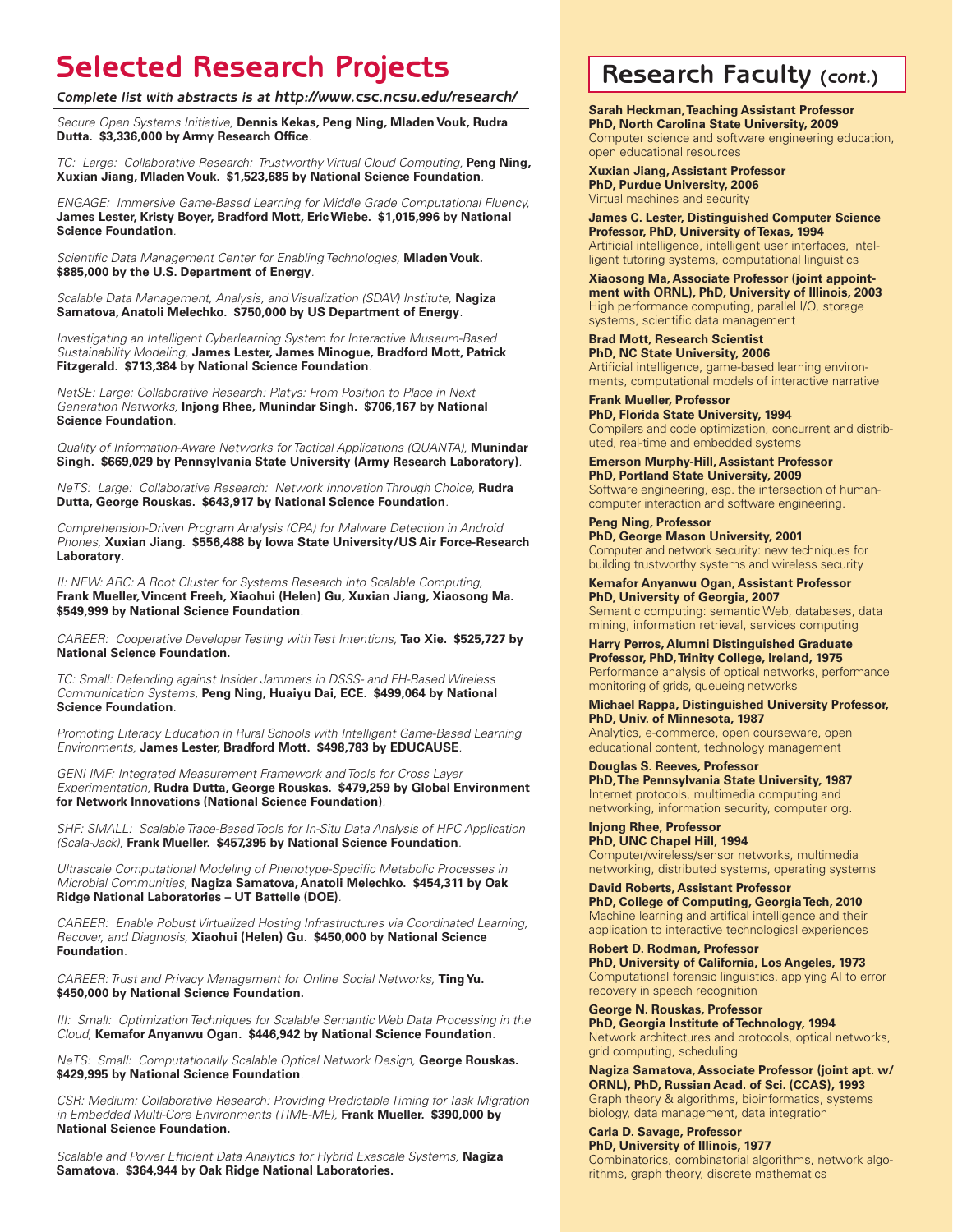# Selected Research Projects

*Complete list with abstracts is at http://www.csc.ncsu.edu/research/*

*Secure Open Systems Initiative,* **Dennis Kekas, Peng Ning, Mladen Vouk, Rudra Dutta. $3,336,000 by Army Research Office**.

*TC: Large: Collaborative Research: Trustworthy Virtual Cloud Computing,* **Peng Ning, Xuxian Jiang, Mladen Vouk. $1,523,685 by National Science Foundation**.

*ENGAGE: Immersive Game-Based Learning for Middle Grade Computational Fluency,* **James Lester, Kristy Boyer, Bradford Mott, Eric Wiebe. $1,015,996 by National Science Foundation**.

*Scientific Data Management Center for Enabling Technologies,* **Mladen Vouk. $885,000 by the U.S. Department of Energy**.

*Scalable Data Management, Analysis, and Visualization (SDAV) Institute,* **Nagiza Samatova, Anatoli Melechko. $750,000 by US Department of Energy**.

*Investigating an Intelligent Cyberlearning System for Interactive Museum-Based Sustainability Modeling,* **James Lester, James Minogue, Bradford Mott, Patrick Fitzgerald. $713,384 by National Science Foundation**.

*NetSE: Large: Collaborative Research: Platys: From Position to Place in Next Generation Networks,* **Injong Rhee, Munindar Singh. $706,167 by National Science Foundation**.

*Quality of Information-Aware Networks for Tactical Applications (QUANTA),* **Munindar Singh. $669,029 by Pennsylvania State University (Army Research Laboratory)**.

*NeTS: Large: Collaborative Research: Network Innovation Through Choice,* **Rudra Dutta, George Rouskas. $643,917 by National Science Foundation**.

*Comprehension-Driven Program Analysis (CPA) for Malware Detection in Android Phones,* **Xuxian Jiang. $556,488 by Iowa State University/US Air Force-Research Laboratory**.

*II: NEW: ARC: A Root Cluster for Systems Research into Scalable Computing,* **Frank Mueller, Vincent Freeh, Xiaohui (Helen) Gu, Xuxian Jiang, Xiaosong Ma. $549,999 by National Science Foundation**.

*CAREER: Cooperative Developer Testing with Test Intentions,* **Tao Xie. $525,727 by National Science Foundation.**

*TC: Small: Defending against Insider Jammers in DSSS- and FH-Based Wireless Communication Systems,* **Peng Ning, Huaiyu Dai, ECE. $499,064 by National Science Foundation**.

*Promoting Literacy Education in Rural Schools with Intelligent Game-Based Learning Environments,* **James Lester, Bradford Mott. $498,783 by EDUCAUSE**.

*GENI IMF: Integrated Measurement Framework and Tools for Cross Layer Experimentation,* **Rudra Dutta, George Rouskas. $479,259 by Global Environment for Network Innovations (National Science Foundation)**.

*SHF: SMALL: Scalable Trace-Based Tools for In-Situ Data Analysis of HPC Application (Scala-Jack),* **Frank Mueller. $457,395 by National Science Foundation**.

*Ultrascale Computational Modeling of Phenotype-Specific Metabolic Processes in Microbial Communities,* **Nagiza Samatova, Anatoli Melechko. $454,311 by Oak Ridge National Laboratories – UT Battelle (DOE)**.

*CAREER: Enable Robust Virtualized Hosting Infrastructures via Coordinated Learning, Recover, and Diagnosis,* **Xiaohui (Helen) Gu. $450,000 by National Science Foundation**.

*CAREER: Trust and Privacy Management for Online Social Networks,* **Ting Yu. $450,000 by National Science Foundation.**

*III: Small: Optimization Techniques for Scalable Semantic Web Data Processing in the Cloud,* **Kemafor Anyanwu Ogan. $446,942 by National Science Foundation**.

*NeTS: Small: Computationally Scalable Optical Network Design,* **George Rouskas. $429,995 by National Science Foundation**.

*CSR: Medium: Collaborative Research: Providing Predictable Timing for Task Migration in Embedded Multi-Core Environments (TIME-ME),* **Frank Mueller. $390,000 by National Science Foundation.**

*Scalable and Power Efficient Data Analytics for Hybrid Exascale Systems,* **Nagiza Samatova. $364,944 by Oak Ridge National Laboratories.**

# Research Faculty *(cont.)*

**Sarah Heckman, Teaching Assistant Professor**
**PhD, North Carolina State University, 2009**
Computer science and software engineering education, open educational resources

**Xuxian Jiang, Assistant Professor**
**PhD, Purdue University, 2006**
Virtual machines and security

**James C. Lester, Distinguished Computer Science Professor, PhD, University of Texas, 1994**
Artificial intelligence, intelligent user interfaces, intelligent tutoring systems, computational linguistics

**Xiaosong Ma, Associate Professor (joint appointment with ORNL), PhD, University of Illinois, 2003**
High performance computing, parallel I/O, storage systems, scientific data management

**Brad Mott, Research Scientist**
**PhD, NC State University, 2006**
Artificial intelligence, game-based learning environments, computational models of interactive narrative

**Frank Mueller, Professor**
**PhD, Florida State University, 1994**
Compilers and code optimization, concurrent and distributed, real-time and embedded systems

**Emerson Murphy-Hill, Assistant Professor**
**PhD, Portland State University, 2009**
Software engineering, esp. the intersection of human-computer interaction and software engineering.

**Peng Ning, Professor**
**PhD, George Mason University, 2001**
Computer and network security: new techniques for building trustworthy systems and wireless security

**Kemafor Anyanwu Ogan, Assistant Professor**
**PhD, University of Georgia, 2007**
Semantic computing: semantic Web, databases, data mining, information retrieval, services computing

**Harry Perros, Alumni Distinguished Graduate Professor, PhD, Trinity College, Ireland, 1975**
Performance analysis of optical networks, performance monitoring of grids, queueing networks

**Michael Rappa, Distinguished University Professor, PhD, Univ. of Minnesota, 1987**
Analytics, e-commerce, open courseware, open educational content, technology management

**Douglas S. Reeves, Professor**
**PhD, The Pennsylvania State University, 1987**
Internet protocols, multimedia computing and networking, information security, computer org.

**Injong Rhee, Professor**
**PhD, UNC Chapel Hill, 1994**
Computer/wireless/sensor networks, multimedia networking, distributed systems, operating systems

**David Roberts, Assistant Professor**
**PhD, College of Computing, Georgia Tech, 2010**
Machine learning and artifical intelligence and their application to interactive technological experiences

**Robert D. Rodman, Professor**
**PhD, University of California, Los Angeles, 1973**
Computational forensic linguistics, applying AI to error recovery in speech recognition

**George N. Rouskas, Professor**
**PhD, Georgia Institute of Technology, 1994**
Network architectures and protocols, optical networks, grid computing, scheduling

**Nagiza Samatova, Associate Professor (joint apt. w/ ORNL), PhD, Russian Acad. of Sci. (CCAS), 1993**
Graph theory & algorithms, bioinformatics, systems biology, data management, data integration

**Carla D. Savage, Professor**
**PhD, University of Illinois, 1977**
Combinatorics, combinatorial algorithms, network algorithms, graph theory, discrete mathematics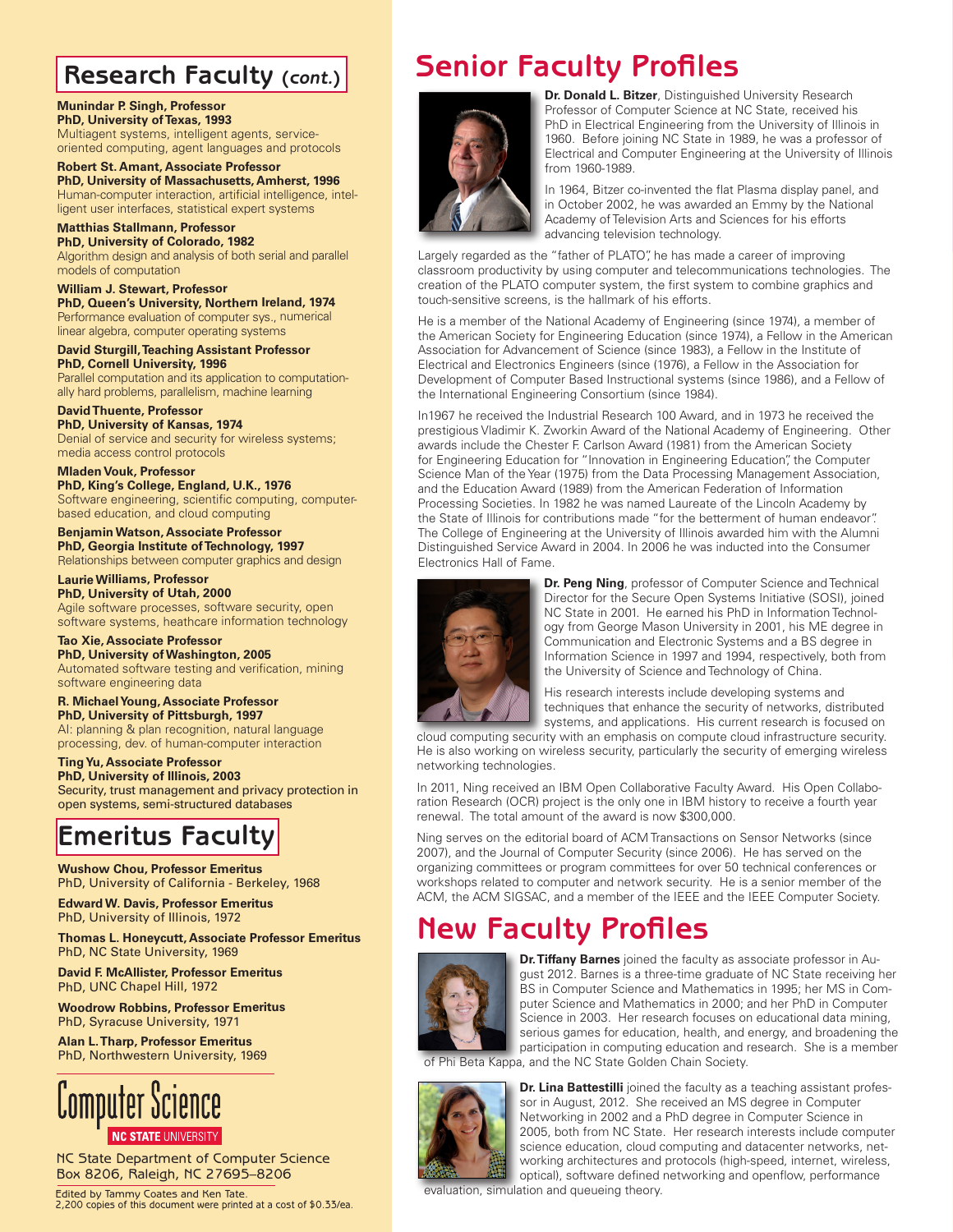## Research Faculty *(cont.)*

**Munindar P. Singh, Professor**
**PhD, University of Texas, 1993**
Multiagent systems, intelligent agents, service-oriented computing, agent languages and protocols

**Robert St. Amant, Associate Professor**
**PhD, University of Massachusetts, Amherst, 1996**
Human-computer interaction, artificial intelligence, intelligent user interfaces, statistical expert systems

**Matthias Stallmann, Professor**
**PhD, University of Colorado, 1982**
Algorithm design and analysis of both serial and parallel models of computation

**William J. Stewart, Professor**
**PhD, Queen's University, Northern Ireland, 1974**
Performance evaluation of computer sys., numerical linear algebra, computer operating systems

**David Sturgill, Teaching Assistant Professor**
**PhD, Cornell University, 1996**
Parallel computation and its application to computationally hard problems, parallelism, machine learning

**David Thuente, Professor**
**PhD, University of Kansas, 1974**
Denial of service and security for wireless systems; media access control protocols

**Mladen Vouk, Professor**
**PhD, King's College, England, U.K., 1976**
Software engineering, scientific computing, computer-based education, and cloud computing

**Benjamin Watson, Associate Professor**
**PhD, Georgia Institute of Technology, 1997**
Relationships between computer graphics and design

**Laurie Williams, Professor**
**PhD, University of Utah, 2000**
Agile software processes, software security, open software systems, heathcare information technology

**Tao Xie, Associate Professor**
**PhD, University of Washington, 2005**
Automated software testing and verification, mining software engineering data

**R. Michael Young, Associate Professor**
**PhD, University of Pittsburgh, 1997**
AI: planning & plan recognition, natural language processing, dev. of human-computer interaction

**Ting Yu, Associate Professor**
**PhD, University of Illinois, 2003**
Security, trust management and privacy protection in open systems, semi-structured databases

## Emeritus Faculty

**Wushow Chou, Professor Emeritus**
PhD, University of California - Berkeley, 1968

**Edward W. Davis, Professor Emeritus**
PhD, University of Illinois, 1972

**Thomas L. Honeycutt, Associate Professor Emeritus**
PhD, NC State University, 1969

**David F. McAllister, Professor Emeritus**
PhD, UNC Chapel Hill, 1972

**Woodrow Robbins, Professor Emeritus**
PhD, Syracuse University, 1971

**Alan L. Tharp, Professor Emeritus**
PhD, Northwestern University, 1969

Computer Science
NC STATE UNIVERSITY

NC State Department of Computer Science
Box 8206, Raleigh, NC 27695–8206

Edited by Tammy Coates and Ken Tate.
2,200 copies of this document were printed at a cost of $0.33/ea.

# Senior Faculty Profiles

**Dr. Donald L. Bitzer**, Distinguished University Research Professor of Computer Science at NC State, received his PhD in Electrical Engineering from the University of Illinois in 1960. Before joining NC State in 1989, he was a professor of Electrical and Computer Engineering at the University of Illinois from 1960-1989.

In 1964, Bitzer co-invented the flat Plasma display panel, and in October 2002, he was awarded an Emmy by the National Academy of Television Arts and Sciences for his efforts advancing television technology.

Largely regarded as the "father of PLATO", he has made a career of improving classroom productivity by using computer and telecommunications technologies. The creation of the PLATO computer system, the first system to combine graphics and touch-sensitive screens, is the hallmark of his efforts.

He is a member of the National Academy of Engineering (since 1974), a member of the American Society for Engineering Education (since 1974), a Fellow in the American Association for Advancement of Science (since 1983), a Fellow in the Institute of Electrical and Electronics Engineers (since 1976), a Fellow in the Association for Development of Computer Based Instructional systems (since 1986), and a Fellow of the International Engineering Consortium (since 1984).

In1967 he received the Industrial Research 100 Award, and in 1973 he received the prestigious Vladimir K. Zworkin Award of the National Academy of Engineering. Other awards include the Chester F. Carlson Award (1981) from the American Society for Engineering Education for "Innovation in Engineering Education", the Computer Science Man of the Year (1975) from the Data Processing Management Association, and the Education Award (1989) from the American Federation of Information Processing Societies. In 1982 he was named Laureate of the Lincoln Academy by the State of Illinois for contributions made "for the betterment of human endeavor". The College of Engineering at the University of Illinois awarded him with the Alumni Distinguished Service Award in 2004. In 2006 he was inducted into the Consumer Electronics Hall of Fame.

**Dr. Peng Ning**, professor of Computer Science and Technical Director for the Secure Open Systems Initiative (SOSI), joined NC State in 2001. He earned his PhD in Information Technology from George Mason University in 2001, his ME degree in Communication and Electronic Systems and a BS degree in Information Science in 1997 and 1994, respectively, both from the University of Science and Technology of China.

His research interests include developing systems and techniques that enhance the security of networks, distributed systems, and applications. His current research is focused on cloud computing security with an emphasis on compute cloud infrastructure security. He is also working on wireless security, particularly the security of emerging wireless networking technologies.

In 2011, Ning received an IBM Open Collaborative Faculty Award. His Open Collaboration Research (OCR) project is the only one in IBM history to receive a fourth year renewal. The total amount of the award is now $300,000.

Ning serves on the editorial board of ACM Transactions on Sensor Networks (since 2007), and the Journal of Computer Security (since 2006). He has served on the organizing committees or program committees for over 50 technical conferences or workshops related to computer and network security. He is a senior member of the ACM, the ACM SIGSAC, and a member of the IEEE and the IEEE Computer Society.

# New Faculty Profiles

**Dr. Tiffany Barnes** joined the faculty as associate professor in August 2012. Barnes is a three-time graduate of NC State receiving her BS in Computer Science and Mathematics in 1995; her MS in Computer Science and Mathematics in 2000; and her PhD in Computer Science in 2003. Her research focuses on educational data mining, serious games for education, health, and energy, and broadening the participation in computing education and research. She is a member of Phi Beta Kappa, and the NC State Golden Chain Society.

**Dr. Lina Battestilli** joined the faculty as a teaching assistant professor in August, 2012. She received an MS degree in Computer Networking in 2002 and a PhD degree in Computer Science in 2005, both from NC State. Her research interests include computer science education, cloud computing and datacenter networks, networking architectures and protocols (high-speed, internet, wireless, optical), software defined networking and openflow, performance evaluation, simulation and queueing theory.